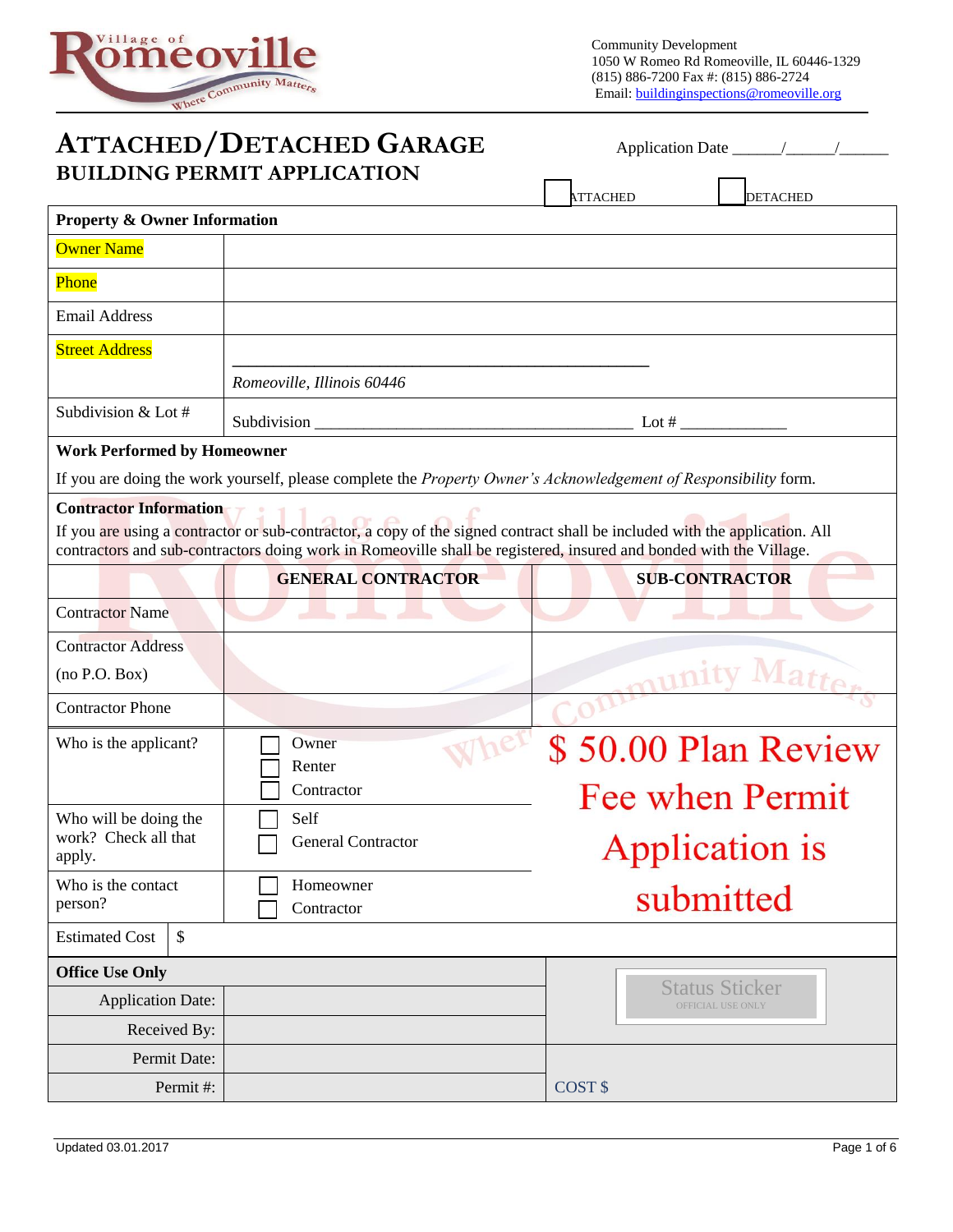Village of Romeoville — Where Community Matters

Community Development
1050 W Romeo Rd Romeoville, IL 60446-1329
(815) 886-7200 Fax #: (815) 886-2724
Email: buildinginspections@romeoville.org

# ATTACHED/DETACHED GARAGE
## BUILDING PERMIT APPLICATION

Application Date ______/______/______

☐ ATTACHED ☐ DETACHED

| **Property & Owner Information** | |
|---|---|
| Owner Name | |
| Phone | |
| Email Address | |
| Street Address | ______________________________________________ *Romeoville, Illinois 60446* |
| Subdivision & Lot # | Subdivision _______________________________________ Lot # _____________ |

**Work Performed by Homeowner**

If you are doing the work yourself, please complete the *Property Owner's Acknowledgement of Responsibility* form.

**Contractor Information**

If you are using a contractor or sub-contractor, a copy of the signed contract shall be included with the application. All contractors and sub-contractors doing work in Romeoville shall be registered, insured and bonded with the Village.

| | GENERAL CONTRACTOR | SUB-CONTRACTOR |
|---|---|---|
| Contractor Name | | |
| Contractor Address (no P.O. Box) | | |
| Contractor Phone | | |

| | |
|---|---|
| Who is the applicant? | ☐ Owner ☐ Renter ☐ Contractor |
| Who will be doing the work? Check all that apply. | ☐ Self ☐ General Contractor |
| Who is the contact person? | ☐ Homeowner ☐ Contractor |
| Estimated Cost | $ |

**$ 50.00 Plan Review Fee when Permit Application is submitted**

| **Office Use Only** | | |
|---|---|---|
| Application Date: | | Status Sticker OFFICIAL USE ONLY |
| Received By: | | |
| Permit Date: | | |
| Permit #: | | COST $ |

Updated 03.01.2017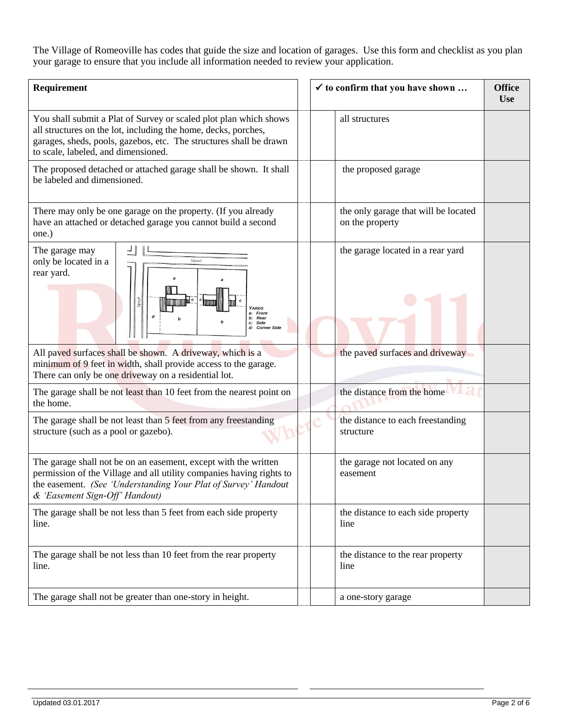The Village of Romeoville has codes that guide the size and location of garages. Use this form and checklist as you plan your garage to ensure that you include all information needed to review your application.

| Requirement | | ✓ to confirm that you have shown … | Office Use |
|---|---|---|---|
| You shall submit a Plat of Survey or scaled plot plan which shows all structures on the lot, including the home, decks, porches, garages, sheds, pools, gazebos, etc. The structures shall be drawn to scale, labeled, and dimensioned. | | all structures | |
| The proposed detached or attached garage shall be shown. It shall be labeled and dimensioned. | | the proposed garage | |
| There may only be one garage on the property. (If you already have an attached or detached garage you cannot build a second one.) | | the only garage that will be located on the property | |
| The garage may only be located in a rear yard. (Street; Street; YARDS a: Front b: Rear c: Side d: Corner Side) | | the garage located in a rear yard | |
| All paved surfaces shall be shown. A driveway, which is a minimum of 9 feet in width, shall provide access to the garage. There can only be one driveway on a residential lot. | | the paved surfaces and driveway | |
| The garage shall be not least than 10 feet from the nearest point on the home. | | the distance from the home | |
| The garage shall be not least than 5 feet from any freestanding structure (such as a pool or gazebo). | | the distance to each freestanding structure | |
| The garage shall not be on an easement, except with the written permission of the Village and all utility companies having rights to the easement. *(See 'Understanding Your Plat of Survey' Handout & 'Easement Sign-Off' Handout)* | | the garage not located on any easement | |
| The garage shall be not less than 5 feet from each side property line. | | the distance to each side property line | |
| The garage shall be not less than 10 feet from the rear property line. | | the distance to the rear property line | |
| The garage shall not be greater than one-story in height. | | a one-story garage | |

Updated 03.01.2017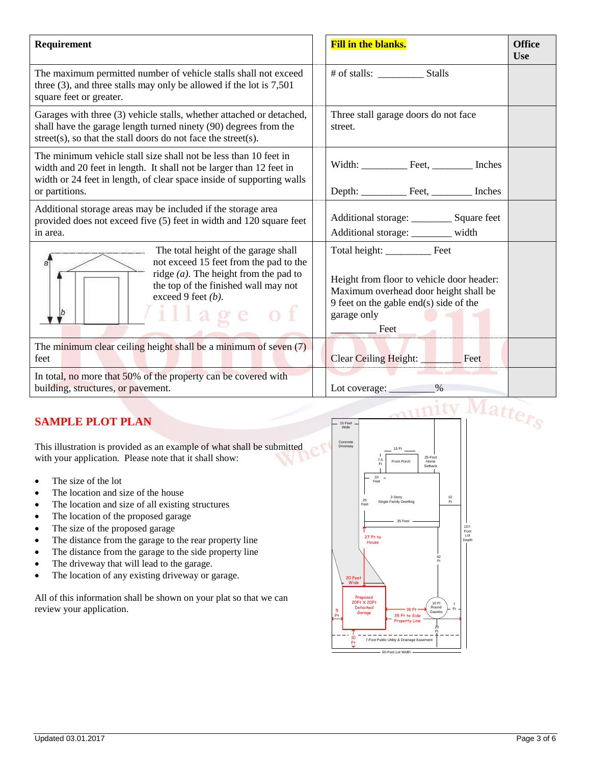| Requirement | **Fill in the blanks.** | **Office Use** |
|---|---|---|
| The maximum permitted number of vehicle stalls shall not exceed three (3), and three stalls may only be allowed if the lot is 7,501 square feet or greater. | # of stalls: _________ Stalls | |
| Garages with three (3) vehicle stalls, whether attached or detached, shall have the garage length turned ninety (90) degrees from the street(s), so that the stall doors do not face the street(s). | Three stall garage doors do not face street. | |
| The minimum vehicle stall size shall not be less than 10 feet in width and 20 feet in length. It shall not be larger than 12 feet in width or 24 feet in length, of clear space inside of supporting walls or partitions. | Width: _________ Feet, ________ Inches<br><br>Depth: _________ Feet, ________ Inches | |
| Additional storage areas may be included if the storage area provided does not exceed five (5) feet in width and 120 square feet in area. | Additional storage: ________ Square feet<br>Additional storage: ________ width | |
| The total height of the garage shall not exceed 15 feet from the pad to the ridge *(a)*. The height from the pad to the top of the finished wall may not exceed 9 feet *(b)*. | Total height: _________ Feet<br><br>Height from floor to vehicle door header: Maximum overhead door height shall be 9 feet on the gable end(s) side of the garage only<br>_________ Feet | |
| The minimum clear ceiling height shall be a minimum of seven (7) feet | Clear Ceiling Height: ________ Feet | |
| In total, no more that 50% of the property can be covered with building, structures, or pavement. | Lot coverage: _________% | |

## SAMPLE PLOT PLAN

This illustration is provided as an example of what shall be submitted with your application. Please note that it shall show:

- The size of the lot
- The location and size of the house
- The location and size of all existing structures
- The location of the proposed garage
- The size of the proposed garage
- The distance from the garage to the rear property line
- The distance from the garage to the side property line
- The driveway that will lead to the garage.
- The location of any existing driveway or garage.

All of this information shall be shown on your plat so that we can review your application.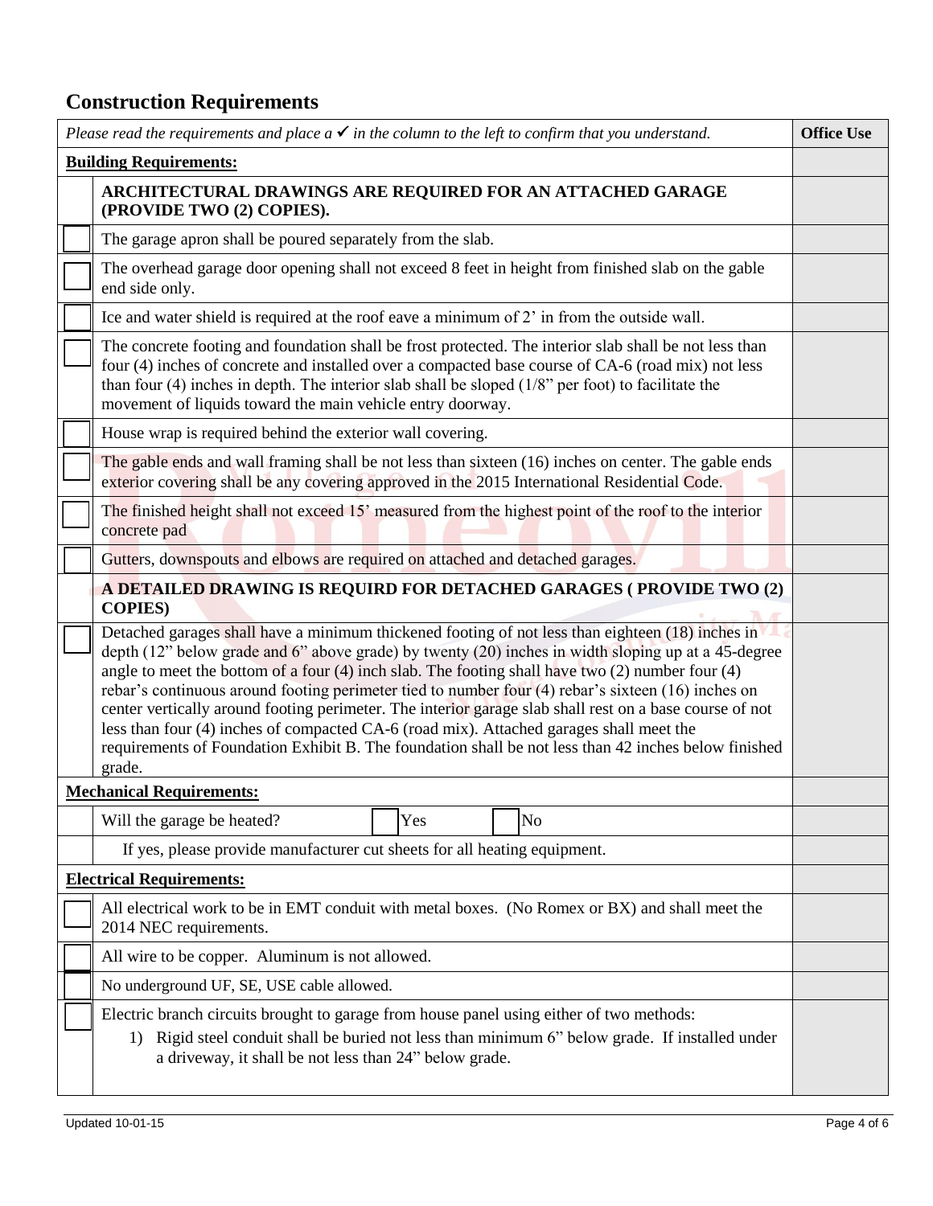## Construction Requirements

| | *Please read the requirements and place a ✓ in the column to the left to confirm that you understand.* | **Office Use** |
|---|---|---|
| **Building Requirements:** | | |
| | **ARCHITECTURAL DRAWINGS ARE REQUIRED FOR AN ATTACHED GARAGE (PROVIDE TWO (2) COPIES).** | |
| ☐ | The garage apron shall be poured separately from the slab. | |
| ☐ | The overhead garage door opening shall not exceed 8 feet in height from finished slab on the gable end side only. | |
| ☐ | Ice and water shield is required at the roof eave a minimum of 2' in from the outside wall. | |
| ☐ | The concrete footing and foundation shall be frost protected. The interior slab shall be not less than four (4) inches of concrete and installed over a compacted base course of CA-6 (road mix) not less than four (4) inches in depth. The interior slab shall be sloped (1/8" per foot) to facilitate the movement of liquids toward the main vehicle entry doorway. | |
| ☐ | House wrap is required behind the exterior wall covering. | |
| ☐ | The gable ends and wall framing shall be not less than sixteen (16) inches on center. The gable ends exterior covering shall be any covering approved in the 2015 International Residential Code. | |
| ☐ | The finished height shall not exceed 15' measured from the highest point of the roof to the interior concrete pad | |
| ☐ | Gutters, downspouts and elbows are required on attached and detached garages. | |
| | **A DETAILED DRAWING IS REQUIRD FOR DETACHED GARAGES ( PROVIDE TWO (2) COPIES)** | |
| ☐ | Detached garages shall have a minimum thickened footing of not less than eighteen (18) inches in depth (12" below grade and 6" above grade) by twenty (20) inches in width sloping up at a 45-degree angle to meet the bottom of a four (4) inch slab. The footing shall have two (2) number four (4) rebar's continuous around footing perimeter tied to number four (4) rebar's sixteen (16) inches on center vertically around footing perimeter. The interior garage slab shall rest on a base course of not less than four (4) inches of compacted CA-6 (road mix). Attached garages shall meet the requirements of Foundation Exhibit B. The foundation shall be not less than 42 inches below finished grade. | |
| **Mechanical Requirements:** | | |
| | Will the garage be heated? ☐ Yes ☐ No | |
| | If yes, please provide manufacturer cut sheets for all heating equipment. | |
| **Electrical Requirements:** | | |
| ☐ | All electrical work to be in EMT conduit with metal boxes. (No Romex or BX) and shall meet the 2014 NEC requirements. | |
| ☐ | All wire to be copper. Aluminum is not allowed. | |
| ☐ | No underground UF, SE, USE cable allowed. | |
| ☐ | Electric branch circuits brought to garage from house panel using either of two methods:<br>1) Rigid steel conduit shall be buried not less than minimum 6" below grade. If installed under a driveway, it shall be not less than 24" below grade. | |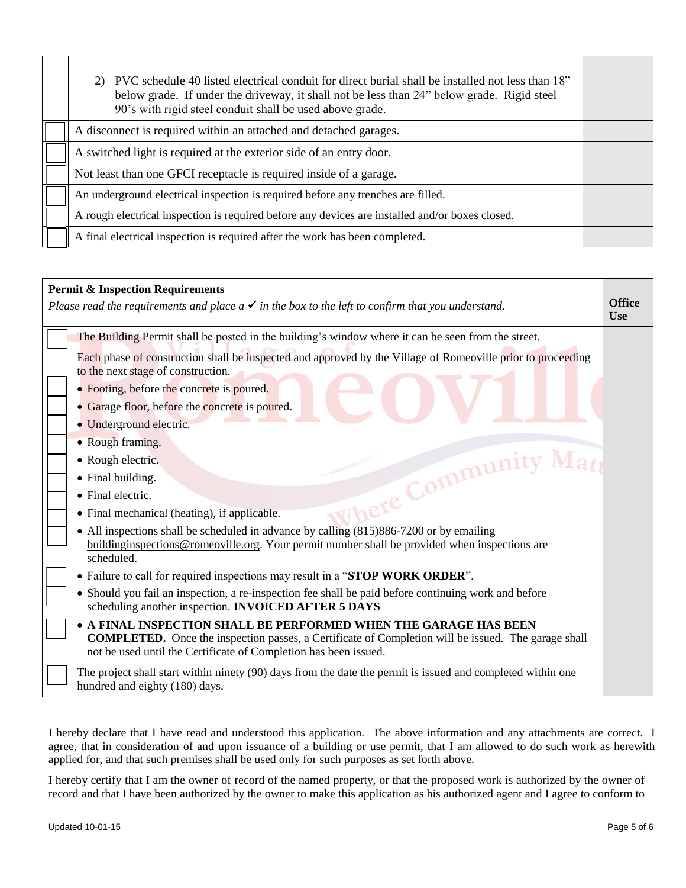| | | |
|---|---|---|
| | 2) PVC schedule 40 listed electrical conduit for direct burial shall be installed not less than 18" below grade. If under the driveway, it shall not be less than 24" below grade. Rigid steel 90's with rigid steel conduit shall be used above grade. | |
| ☐ | A disconnect is required within an attached and detached garages. | |
| ☐ | A switched light is required at the exterior side of an entry door. | |
| ☐ | Not least than one GFCI receptacle is required inside of a garage. | |
| ☐ | An underground electrical inspection is required before any trenches are filled. | |
| ☐ | A rough electrical inspection is required before any devices are installed and/or boxes closed. | |
| ☐ | A final electrical inspection is required after the work has been completed. | |

| | **Permit & Inspection Requirements**<br>*Please read the requirements and place a ✓ in the box to the left to confirm that you understand.* | **Office Use** |
|---|---|---|
| ☐ | The Building Permit shall be posted in the building's window where it can be seen from the street. | |
| | Each phase of construction shall be inspected and approved by the Village of Romeoville prior to proceeding to the next stage of construction. | |
| ☐ | • Footing, before the concrete is poured. | |
| ☐ | • Garage floor, before the concrete is poured. | |
| ☐ | • Underground electric. | |
| ☐ | • Rough framing. | |
| ☐ | • Rough electric. | |
| ☐ | • Final building. | |
| ☐ | • Final electric. | |
| ☐ | • Final mechanical (heating), if applicable. | |
| ☐ | • All inspections shall be scheduled in advance by calling (815)886-7200 or by emailing buildinginspections@romeoville.org. Your permit number shall be provided when inspections are scheduled. | |
| ☐ | • Failure to call for required inspections may result in a "**STOP WORK ORDER**". | |
| ☐ | • Should you fail an inspection, a re-inspection fee shall be paid before continuing work and before scheduling another inspection. **INVOICED AFTER 5 DAYS** | |
| ☐ | • **A FINAL INSPECTION SHALL BE PERFORMED WHEN THE GARAGE HAS BEEN COMPLETED.** Once the inspection passes, a Certificate of Completion will be issued. The garage shall not be used until the Certificate of Completion has been issued. | |
| ☐ | The project shall start within ninety (90) days from the date the permit is issued and completed within one hundred and eighty (180) days. | |

I hereby declare that I have read and understood this application. The above information and any attachments are correct. I agree, that in consideration of and upon issuance of a building or use permit, that I am allowed to do such work as herewith applied for, and that such premises shall be used only for such purposes as set forth above.

I hereby certify that I am the owner of record of the named property, or that the proposed work is authorized by the owner of record and that I have been authorized by the owner to make this application as his authorized agent and I agree to conform to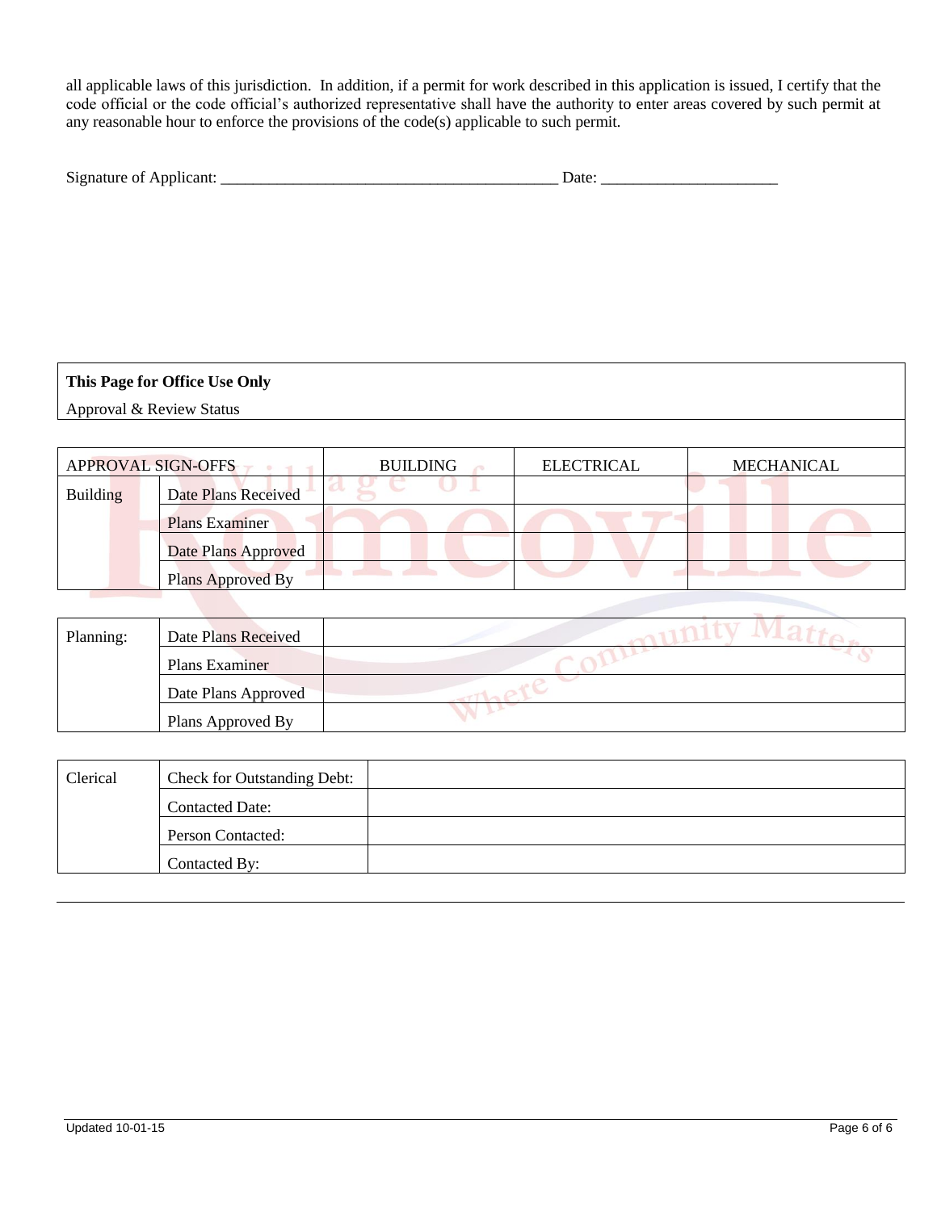all applicable laws of this jurisdiction. In addition, if a permit for work described in this application is issued, I certify that the code official or the code official's authorized representative shall have the authority to enter areas covered by such permit at any reasonable hour to enforce the provisions of the code(s) applicable to such permit.

Signature of Applicant: ___________________________________________ Date: ______________________

**This Page for Office Use Only**

Approval & Review Status

| APPROVAL SIGN-OFFS | | BUILDING | ELECTRICAL | MECHANICAL |
|---|---|---|---|---|
| Building | Date Plans Received | | | |
| | Plans Examiner | | | |
| | Date Plans Approved | | | |
| | Plans Approved By | | | |

| | | |
|---|---|---|
| Planning: | Date Plans Received | |
| | Plans Examiner | |
| | Date Plans Approved | |
| | Plans Approved By | |

| | | |
|---|---|---|
| Clerical | Check for Outstanding Debt: | |
| | Contacted Date: | |
| | Person Contacted: | |
| | Contacted By: | |

Updated 10-01-15